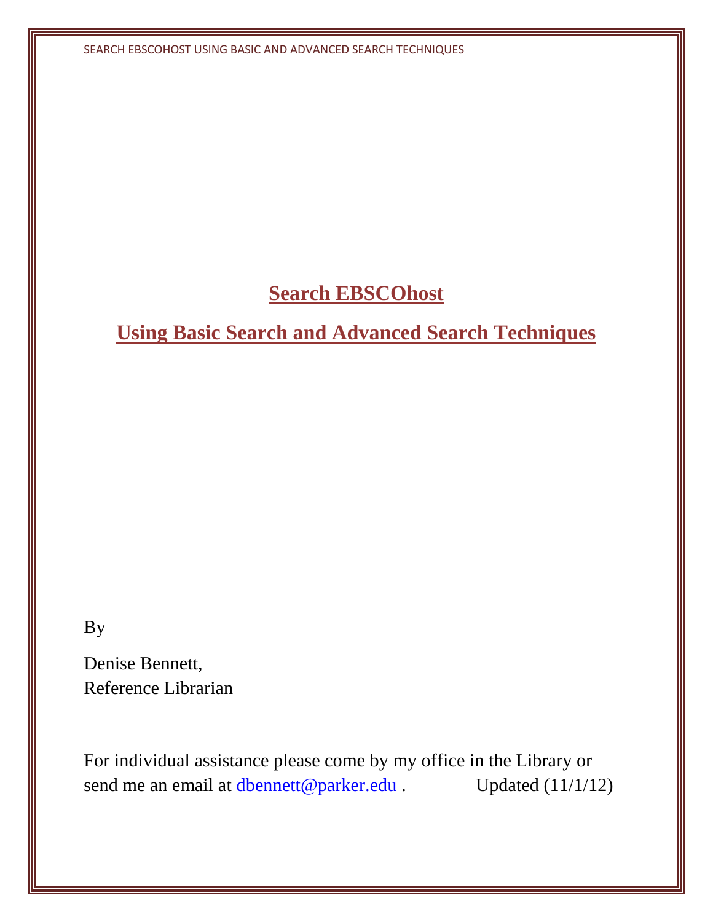# Search EBSCOhost

## Using Basic Search and Advanced Search Techniques

By

Denise Bennett,
Reference Librarian

For individual assistance please come by my office in the Library or send me an email at dbennett@parker.edu . Updated (11/1/12)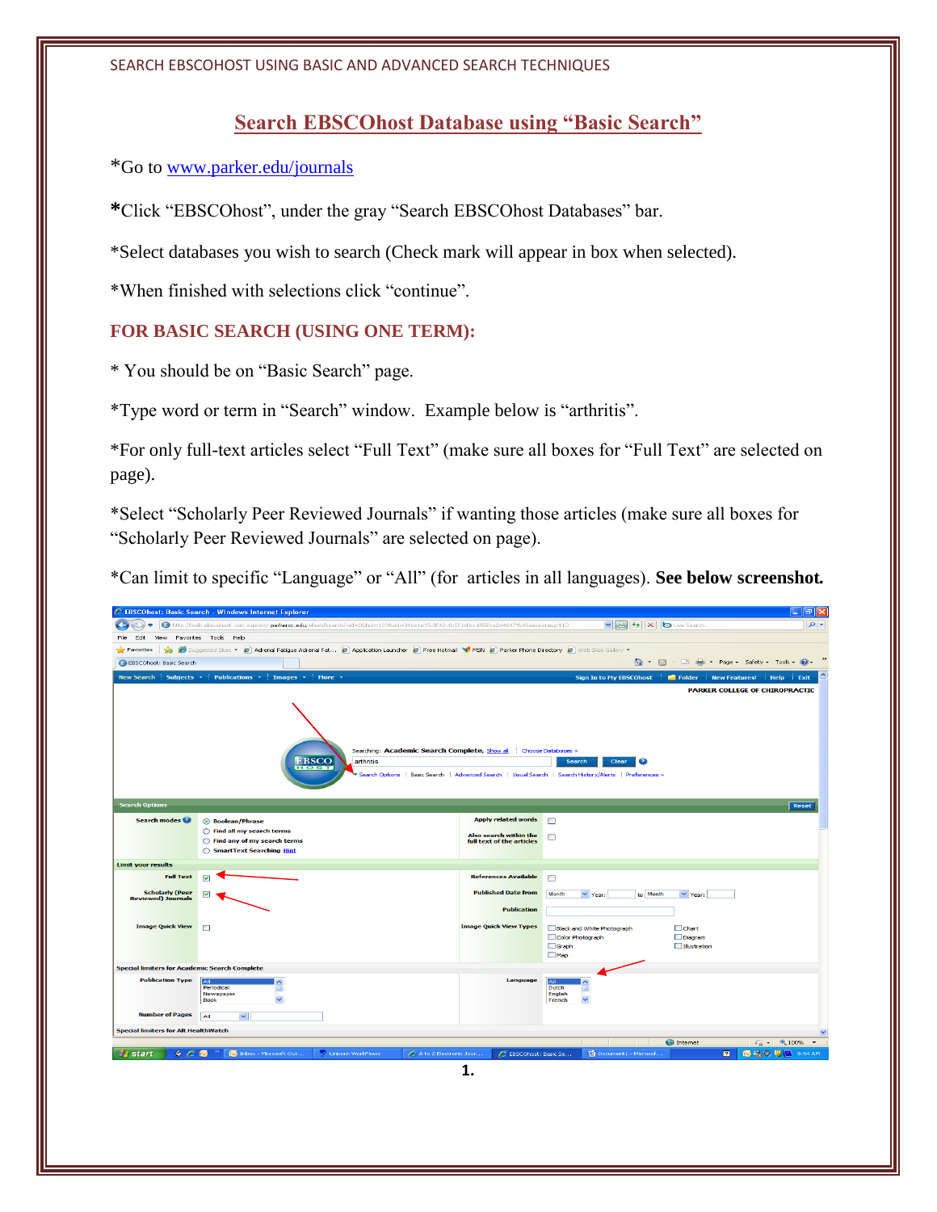## Search EBSCOhost Database using "Basic Search"

*Go to www.parker.edu/journals

*Click "EBSCOhost", under the gray "Search EBSCOhost Databases" bar.

*Select databases you wish to search (Check mark will appear in box when selected).

*When finished with selections click "continue".

### FOR BASIC SEARCH (USING ONE TERM):

* You should be on "Basic Search" page.

*Type word or term in "Search" window. Example below is "arthritis".

*For only full-text articles select "Full Text" (make sure all boxes for "Full Text" are selected on page).

*Select "Scholarly Peer Reviewed Journals" if wanting those articles (make sure all boxes for "Scholarly Peer Reviewed Journals" are selected on page).

*Can limit to specific "Language" or "All" (for articles in all languages). **See below screenshot.**

1.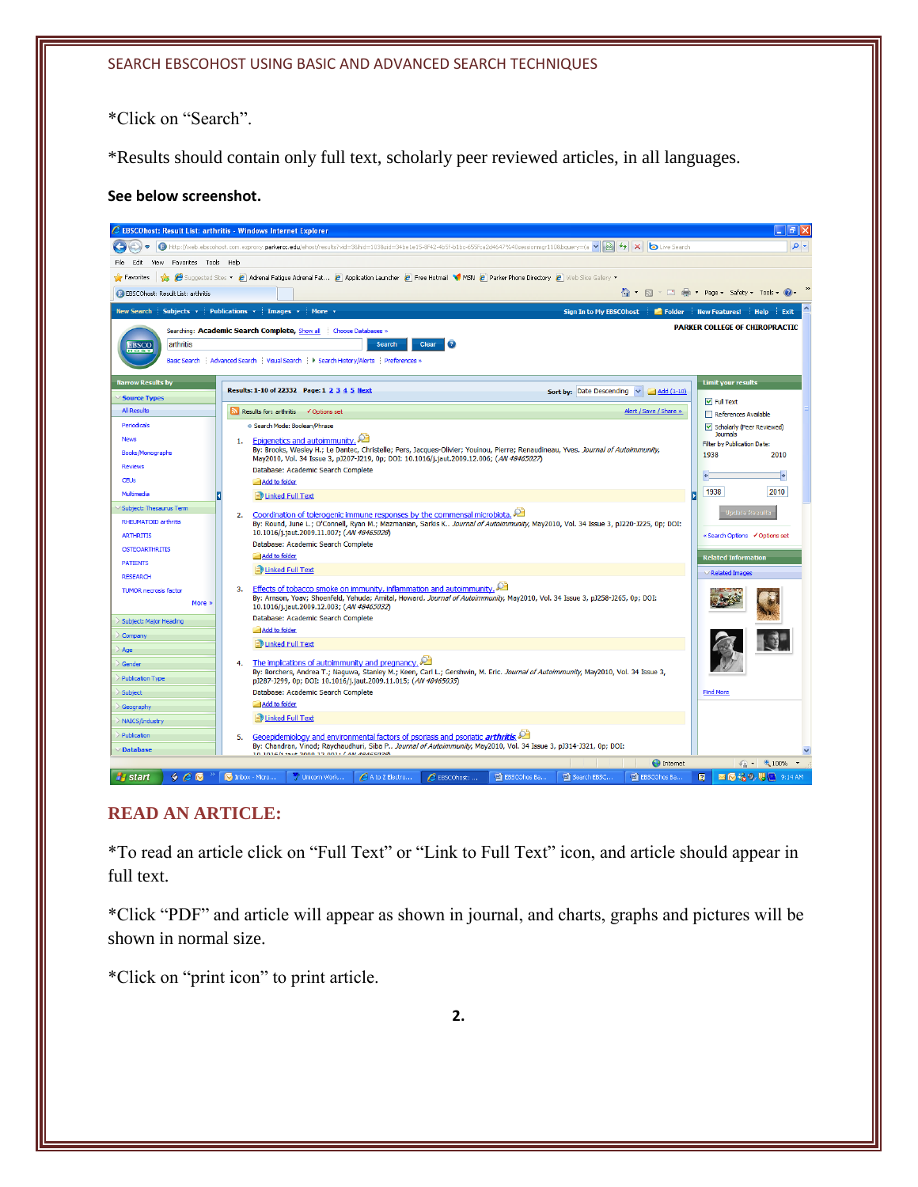*Click on “Search”.

*Results should contain only full text, scholarly peer reviewed articles, in all languages.

**See below screenshot.**

## READ AN ARTICLE:

*To read an article click on “Full Text” or “Link to Full Text” icon, and article should appear in full text.

*Click “PDF” and article will appear as shown in journal, and charts, graphs and pictures will be shown in normal size.

*Click on “print icon” to print article.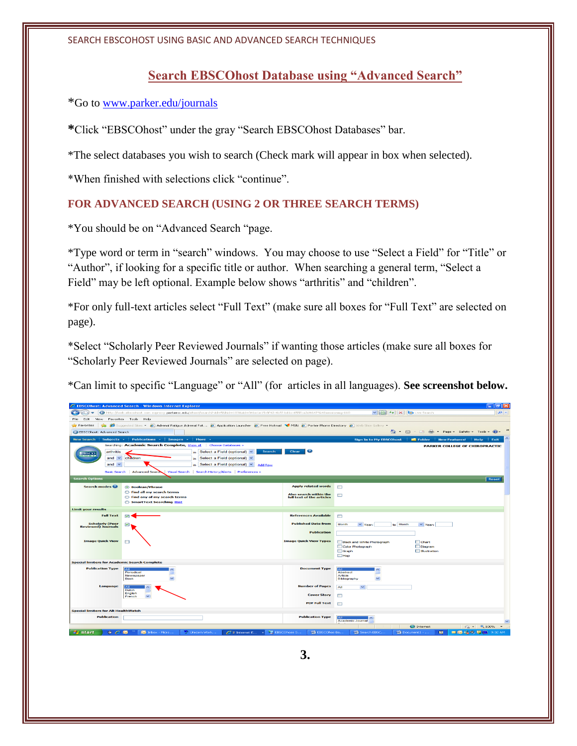## Search EBSCOhost Database using "Advanced Search"

*Go to www.parker.edu/journals

*Click "EBSCOhost" under the gray "Search EBSCOhost Databases" bar.

*The select databases you wish to search (Check mark will appear in box when selected).

*When finished with selections click "continue".

### FOR ADVANCED SEARCH (USING 2 OR THREE SEARCH TERMS)

*You should be on "Advanced Search "page.

*Type word or term in "search" windows. You may choose to use "Select a Field" for "Title" or "Author", if looking for a specific title or author. When searching a general term, "Select a Field" may be left optional. Example below shows "arthritis" and "children".

*For only full-text articles select "Full Text" (make sure all boxes for "Full Text" are selected on page).

*Select "Scholarly Peer Reviewed Journals" if wanting those articles (make sure all boxes for "Scholarly Peer Reviewed Journals" are selected on page).

*Can limit to specific "Language" or "All" (for articles in all languages). **See screenshot below.**

3.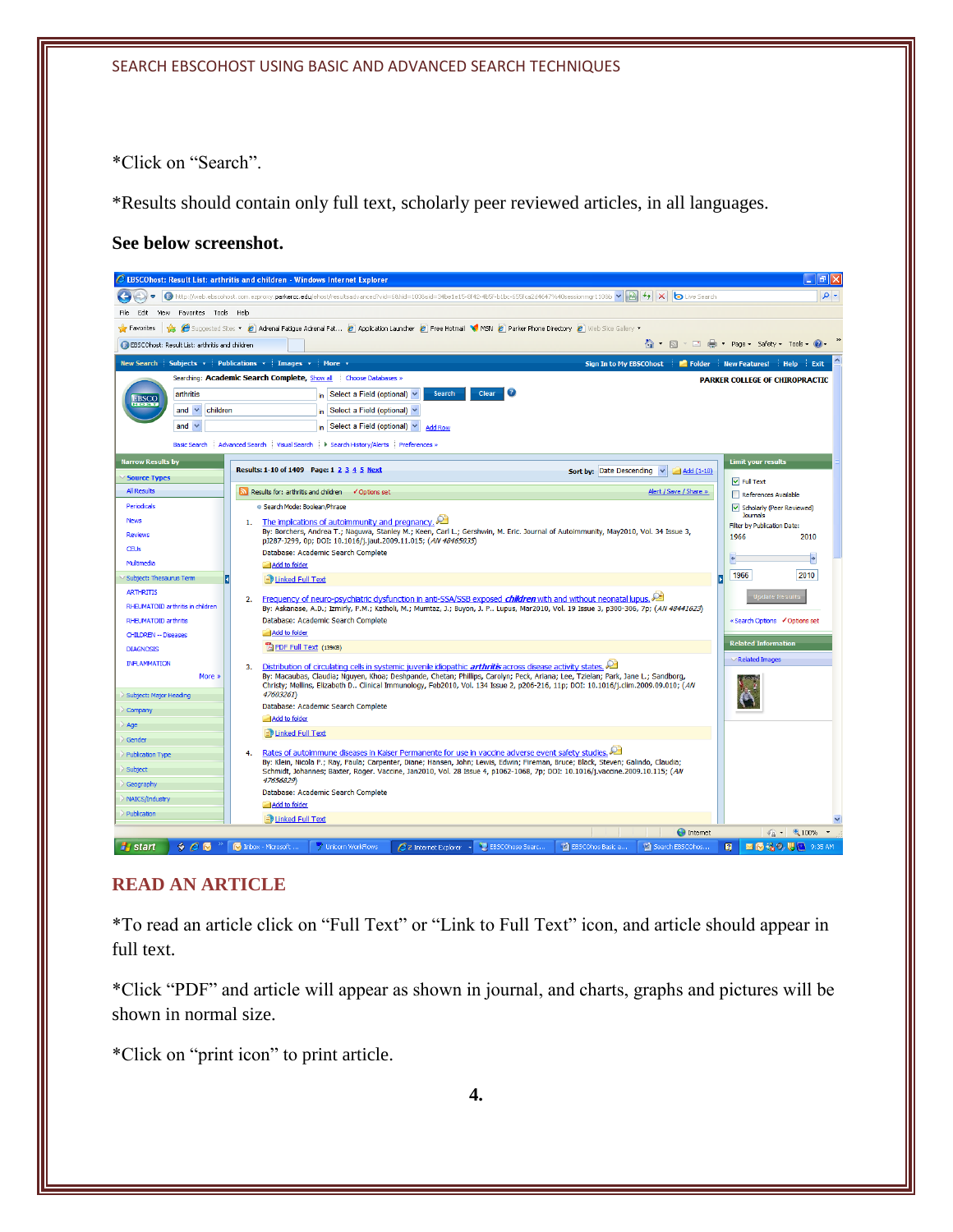*Click on “Search”.

*Results should contain only full text, scholarly peer reviewed articles, in all languages.

**See below screenshot.**

## READ AN ARTICLE

*To read an article click on “Full Text” or “Link to Full Text” icon, and article should appear in full text.

*Click “PDF” and article will appear as shown in journal, and charts, graphs and pictures will be shown in normal size.

*Click on “print icon” to print article.